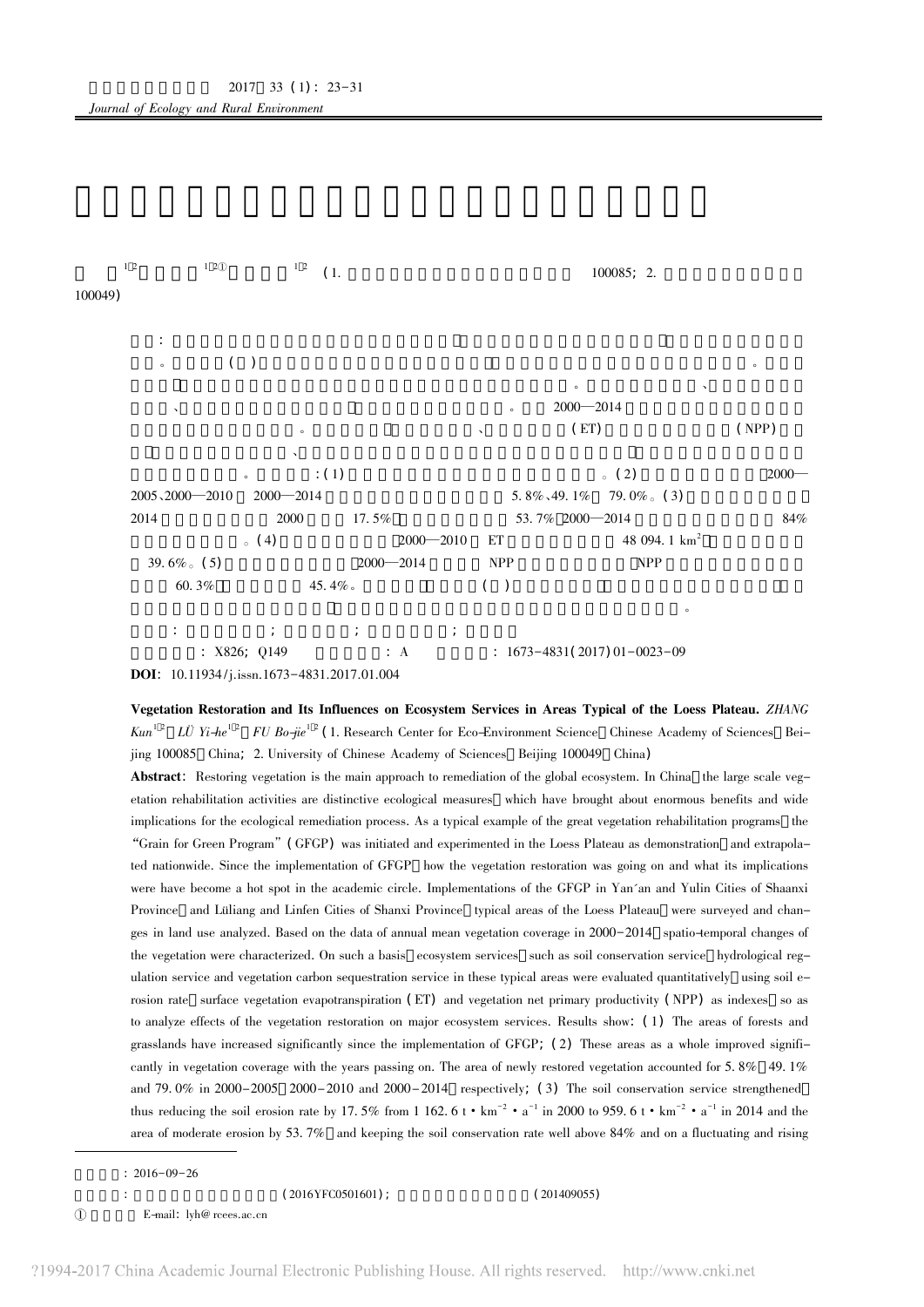2017，33（1）：23-31

*Journal of Ecology and Rural Environment*

[1,2]　　[1,2①]　　[1,2]　（1.　　100085；2.　　100049）

：　　　　　　　　　　　　　。　（　）　　　　　　　　　　　　。　　　　　　　　　　　　　　　　　　。　　　、　　　、　　　　　　　　　　　　。　2000—2014　　　　　　　　　　　　　　。　　　　　　、　　　（ET）　　　　　（NPP）　　　　　、　　　　　　　　　　　　　　　　　。　　：（1）　　　　　　　　　　　。（2）　　　　　　2000—2005、2000—2010　2000—2014　　　　　　　5.8%、49.1%　79.0%。（3）　2014　　　　　2000　　　17.5%　　　　　　53.7%　2000—2014　　　　　　　　84%　　　。（4）　　　　　　2000—2010　ET　　　　　　　48 094.1 km²　　39.6%。（5）　　　　2000—2014　　NPP　　　　　NPP　　60.3%　　　　　45.4%。　　　（　）　　　　　　　　　　　　　　　　　　　　。

：　　　；　　　；　　　；

：X826；Q149　　　　：A　　　　：1673-4831（2017）01-0023-09

**DOI**：10.11934/j.issn.1673-4831.2017.01.004

**Vegetation Restoration and Its Influences on Ecosystem Services in Areas Typical of the Loess Plateau.** *ZHANG Kun*[1,2], *LÜ Yi-he*[1,2], *FU Bo-jie*[1,2] (1. Research Center for Eco-Environment Science, Chinese Academy of Sciences, Beijing 100085, China; 2. University of Chinese Academy of Sciences, Beijing 100049, China)

**Abstract**: Restoring vegetation is the main approach to remediation of the global ecosystem. In China, the large scale vegetation rehabilitation activities are distinctive ecological measures, which have brought about enormous benefits and wide implications for the ecological remediation process. As a typical example of the great vegetation rehabilitation programs, the "Grain for Green Program" (GFGP) was initiated and experimented in the Loess Plateau as demonstration, and extrapolated nationwide. Since the implementation of GFGP, how the vegetation restoration was going on and what its implications were have become a hot spot in the academic circle. Implementations of the GFGP in Yan'an and Yulin Cities of Shaanxi Province, and Lüliang and Linfen Cities of Shanxi Province, typical areas of the Loess Plateau, were surveyed and changes in land use analyzed. Based on the data of annual mean vegetation coverage in 2000-2014, spatio-temporal changes of the vegetation were characterized. On such a basis, ecosystem services, such as soil conservation service, hydrological regulation service and vegetation carbon sequestration service in these typical areas were evaluated quantitatively, using soil erosion rate, surface vegetation evapotranspiration (ET) and vegetation net primary productivity (NPP) as indexes, so as to analyze effects of the vegetation restoration on major ecosystem services. Results show: (1) The areas of forests and grasslands have increased significantly since the implementation of GFGP; (2) These areas as a whole improved significantly in vegetation coverage with the years passing on. The area of newly restored vegetation accounted for 5.8%, 49.1% and 79.0% in 2000-2005, 2000-2010 and 2000-2014, respectively; (3) The soil conservation service strengthened, thus reducing the soil erosion rate by 17.5% from 1 162.6 t·km⁻²·a⁻¹ in 2000 to 959.6 t·km⁻²·a⁻¹ in 2014 and the area of moderate erosion by 53.7%, and keeping the soil conservation rate well above 84% and on a fluctuating and rising

：2016-09-26

：　　　　（2016YFC0501601）；　　　　（201409055）

①　　E-mail: lyh@rcees.ac.cn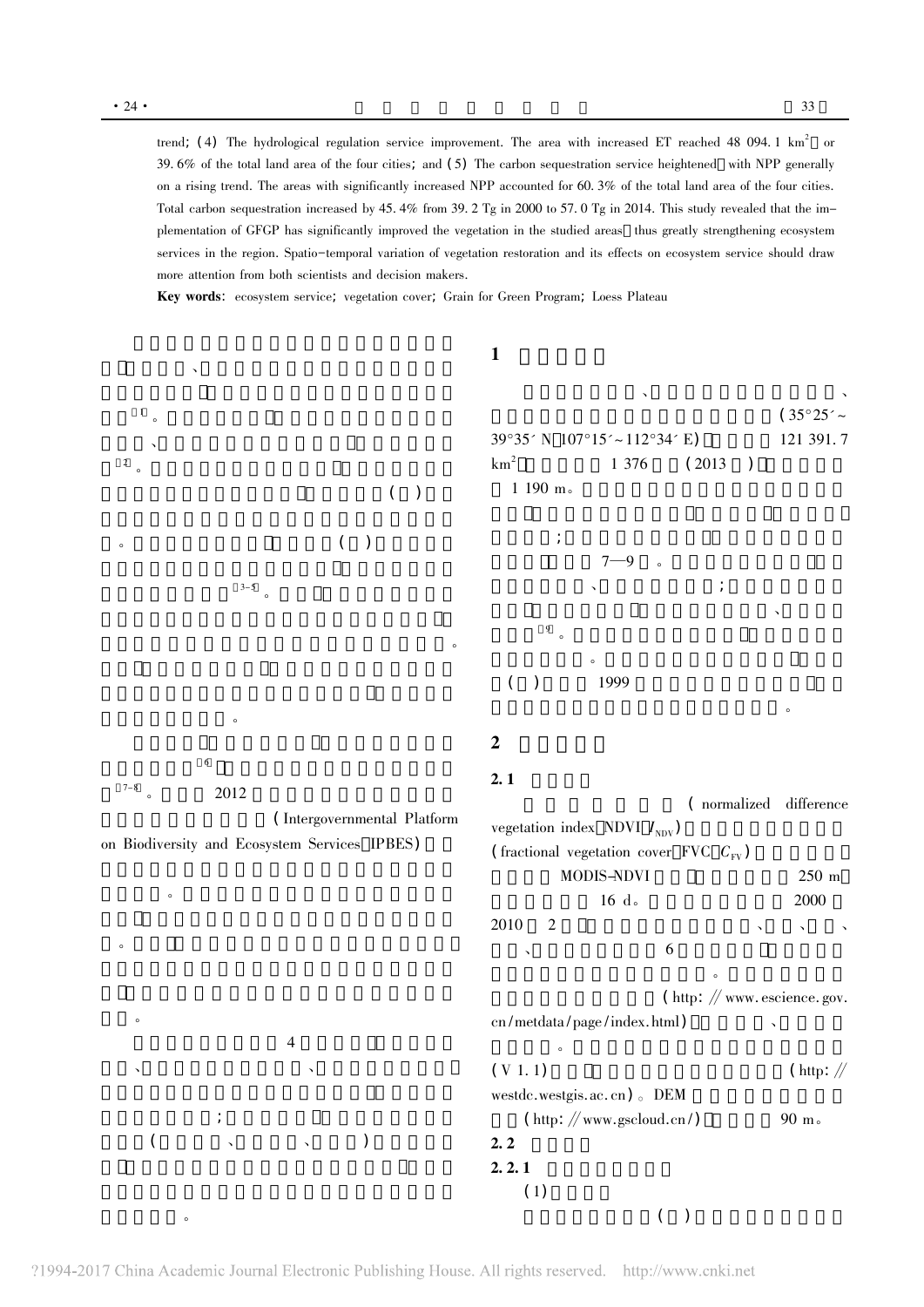trend; (4) The hydrological regulation service improvement. The area with increased ET reached 48 094.1 km$^2$ or 39.6% of the total land area of the four cities; and (5) The carbon sequestration service heightened with NPP generally on a rising trend. The areas with significantly increased NPP accounted for 60.3% of the total land area of the four cities. Total carbon sequestration increased by 45.4% from 39.2 Tg in 2000 to 57.0 Tg in 2014. This study revealed that the implementation of GFGP has significantly improved the vegetation in the studied areas thus greatly strengthening ecosystem services in the region. Spatio-temporal variation of vegetation restoration and its effects on ecosystem service should draw more attention from both scientists and decision makers.

**Key words**: ecosystem service; vegetation cover; Grain for Green Program; Loess Plateau

、

[1]。

、

[2]。

( )

。 ( )

[3-5]。

。

。

[6]

[7-8]。 2012

(Intergovernmental Platform on Biodiversity and Ecosystem Services IPBES)

。

。

。

4

、 、

;

( 、 、 )

。

## 1

、 、

(35°25′~39°35′ N 107°15′~112°34′ E) 121 391.7 km$^2$ 1 376 (2013 )

1 190 m。

;

7—9 。

、 ;

、

[9]。

。

( ) 1999

。

## 2

### 2.1

(normalized difference vegetation index NDVI $I_{NDV}$)

(fractional vegetation cover FVC $C_{FV}$)

MODIS-NDVI 250 m

16 d。 2000

2010 2 、 、 、

、 6

。

(http://www.escience.gov.cn/metdata/page/index.html) 、

。

(V 1.1) (http://westdc.westgis.ac.cn)。DEM

(http://www.gscloud.cn/) 90 m。

### 2.2

#### 2.2.1

(1)

( )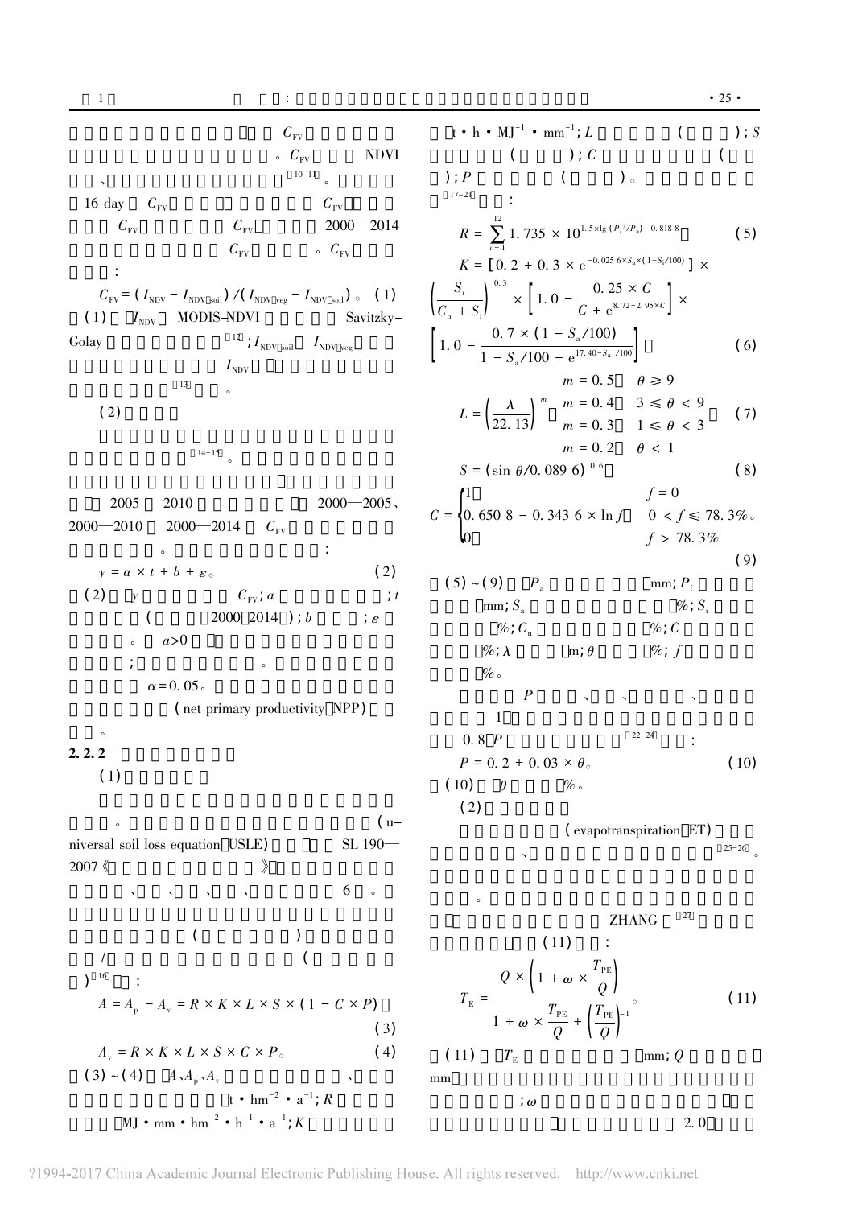$C_{FV}$

。$C_{FV}$ NDVI

、[10-11]。

16-day $C_{FV}$ $C_{FV}$

$C_{FV}$ $C_{FV}$ 2000—2014

$C_{FV}$ 。$C_{FV}$

：

$$C_{FV} = (I_{NDV} - I_{NDV\_soil}) / (I_{NDV\_veg} - I_{NDV\_soil})。 \quad (1)$$

(1) $I_{NDV}$ MODIS-NDVI Savitzky-Golay [12]；$I_{NDV\_soil}$ $I_{NDV\_veg}$ $I_{NDV}$ [13]。

(2)

[14-15]。

2005 2010 2000—2005、2000—2010 2000—2014 $C_{FV}$

。 ：

$$y = a \times t + b + \varepsilon。 \quad (2)$$

(2) $y$ $C_{FV}$；$a$ ；$t$ ( 2000 2014 )；$b$ ；$\varepsilon$ 。 $a>0$ ；

。

$\alpha=0.05$。

(net primary productivity NPP)

。

**2.2.2**

(1)

。 (universal soil loss equation USLE) SL 190—2007《 》

、、、、 6 。

( )

/ ( )[16] ：

$$A = A_p - A_v = R \times K \times L \times S \times (1 - C \times P)。 \quad (3)$$

$$A_v = R \times K \times L \times S \times C \times P。 \quad (4)$$

(3)～(4) $A$、$A_p$、$A_v$ 、 $t \cdot hm^{-2} \cdot a^{-1}$；$R$ $MJ \cdot mm \cdot hm^{-2} \cdot h^{-1} \cdot a^{-1}$；$K$ $t \cdot h \cdot MJ^{-1} \cdot mm^{-1}$；$L$ ( )；$S$ ( )；$C$ ( )；$P$ ( )。

[17-21] ：

$$R = \sum_{i=1}^{12} 1.735 \times 10^{1.5 \times \lg(P_i^2/P_a) - 0.818\,8} \quad (5)$$

$$K = [0.2 + 0.3 \times e^{-0.025\,6 \times S_a \times (1 - S_i/100)}] \times \left(\frac{S_i}{C_n + S_i}\right)^{0.3} \times \left[1.0 - \frac{0.25 \times C}{C + e^{8.72 + 2.95 \times C}}\right] \times \left[1.0 - \frac{0.7 \times (1 - S_a/100)}{1 - S_a/100 + e^{17.40 - S_a/100}}\right] \quad (6)$$

$$L = \left(\frac{\lambda}{22.13}\right)^m \begin{cases} m = 0.5 & \theta \geqslant 9 \\ m = 0.4 & 3 \leqslant \theta < 9 \\ m = 0.3 & 1 \leqslant \theta < 3 \\ m = 0.2 & \theta < 1 \end{cases} \quad (7)$$

$$S = (\sin \theta / 0.089\,6)^{0.6} \quad (8)$$

$$C = \begin{cases} 1 & f = 0 \\ 0.650\,8 - 0.343\,6 \times \ln f & 0 < f \leqslant 78.3\% \\ 0 & f > 78.3\% \end{cases}。 \quad (9)$$

(5)～(9) $P_a$ mm；$P_i$ mm；$S_a$ %；$S_i$ %；$C_n$ %；$C$ %；$\lambda$ m；$\theta$ %；$f$ %。

$P$ 、、、

1

0.8 $P$ [22-24] ：

$$P = 0.2 + 0.03 \times \theta。 \quad (10)$$

(10) $\theta$ %。

(2)

(evapotranspiration ET)

、 [25-26]。

。

ZHANG [27]

(11) ：

$$T_E = \frac{Q \times \left(1 + \omega \times \frac{T_{PE}}{Q}\right)}{1 + \omega \times \frac{T_{PE}}{Q} + \left(\frac{T_{PE}}{Q}\right)^{-1}}。 \quad (11)$$

(11) $T_E$ mm；$Q$ mm ；$\omega$ 2.0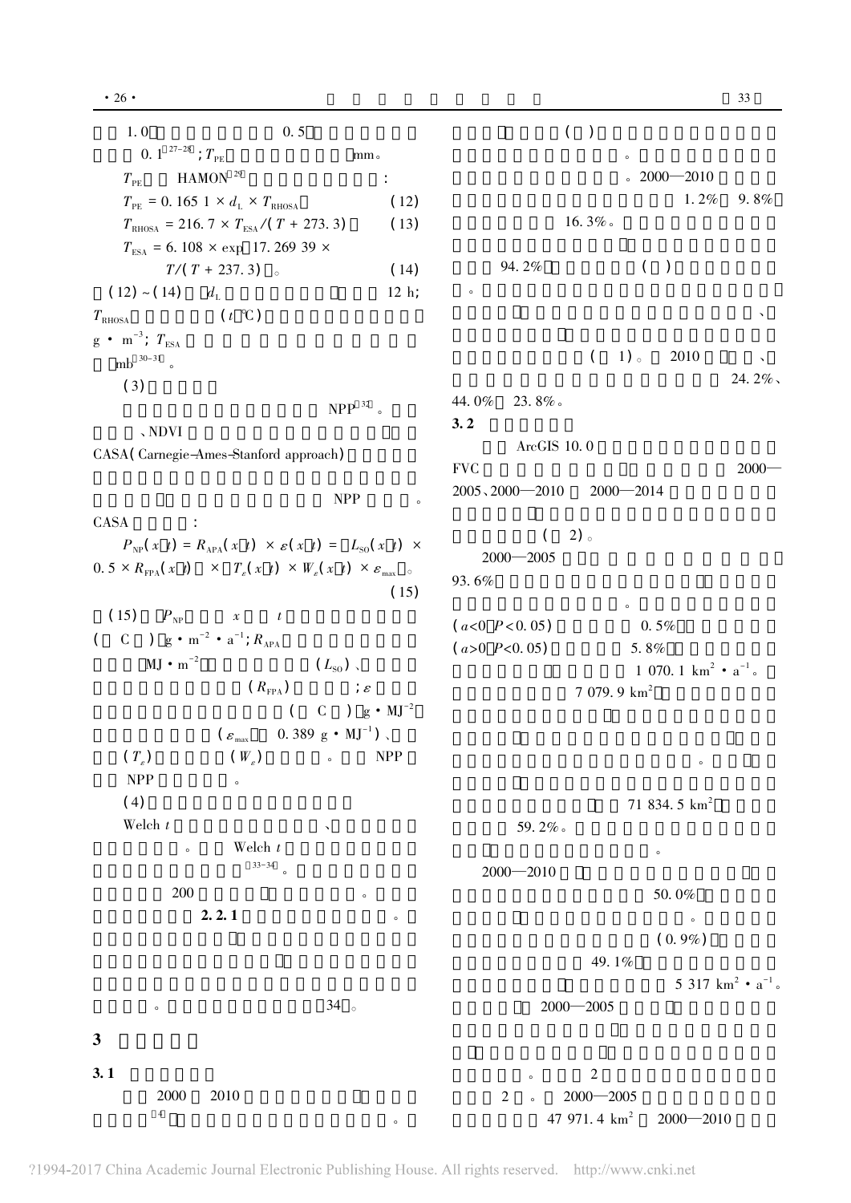1.0　　　　　　　　0.5

0.1[27-28]；$T_{PE}$　　　　　　　　　　mm。

$T_{PE}$　HAMON[29]　　　　　　　　　　：

$$T_{PE} = 0.1651 \times d_L \times T_{RHOSA} \tag{12}$$

$$T_{RHOSA} = 216.7 \times T_{ESA} / (T + 273.3) \tag{13}$$

$$T_{ESA} = 6.108 \times \exp[17.26939 \times T/(T + 237.3)] \tag{14}$$

(12)～(14)　　$d_L$　　　　　　　　　12 h；$T_{RHOSA}$　　　　($t$ ℃)

g·m$^{-3}$；$T_{ESA}$

mb[30-31]。

(3)

NPP[32]。

、NDVI

CASA(Carnegie-Ames-Stanford approach)

NPP　　。

CASA　　　：

$$P_{NP}(x,t) = R_{APA}(x,t) \times \varepsilon(x,t) = L_{SO}(x,t) \times 0.5 \times R_{FPA}(x,t) \times T_{\varepsilon}(x,t) \times W_{\varepsilon}(x,t) \times \varepsilon_{max} \tag{15}$$

(15)　$P_{NP}$　　$x$　　$t$

(　C　) g·m$^{-2}$·a$^{-1}$；$R_{APA}$

MJ·m$^{-2}$　　　　　　($L_{SO}$)、

($R_{FPA}$)　　；$\varepsilon$

(　C　) g·MJ$^{-2}$

($\varepsilon_{max}$　0.389 g·MJ$^{-1}$)、

($T_{\varepsilon}$)　　($W_{\varepsilon}$)　　。　NPP

NPP　　。

(4)

Welch $t$　　　　　　、

。　Welch $t$

[33-34]。

200　　　　　　。

2.2.1　　　　　　。

。　　　　　　　34。

## 3

### 3.1

2000　2010

[4]　　　　　　　　　。

(　)

。

。2000—2010

1.2%　9.8%

16.3%。

94.2%　　　　(　)

。

、

(　1)。　2010　　、

24.2%、44.0%　23.8%。

### 3.2

ArcGIS 10.0

FVC　　　　　　　　　　　2000—2005、2000—2010　2000—2014

(　2)。

2000—2005

93.6%

。

($a$<0　$P$<0.05)　　　0.5%

($a$>0　$P$<0.05)　　　5.8%

1 070.1 km$^2$·a$^{-1}$。

7 079.9 km$^2$

。

71 834.5 km$^2$

59.2%。

。

2000—2010

50.0%

。

(0.9%)

49.1%

5 317 km$^2$·a$^{-1}$。

2000—2005

。　　2

2　。　2000—2005

47 971.4 km$^2$　2000—2010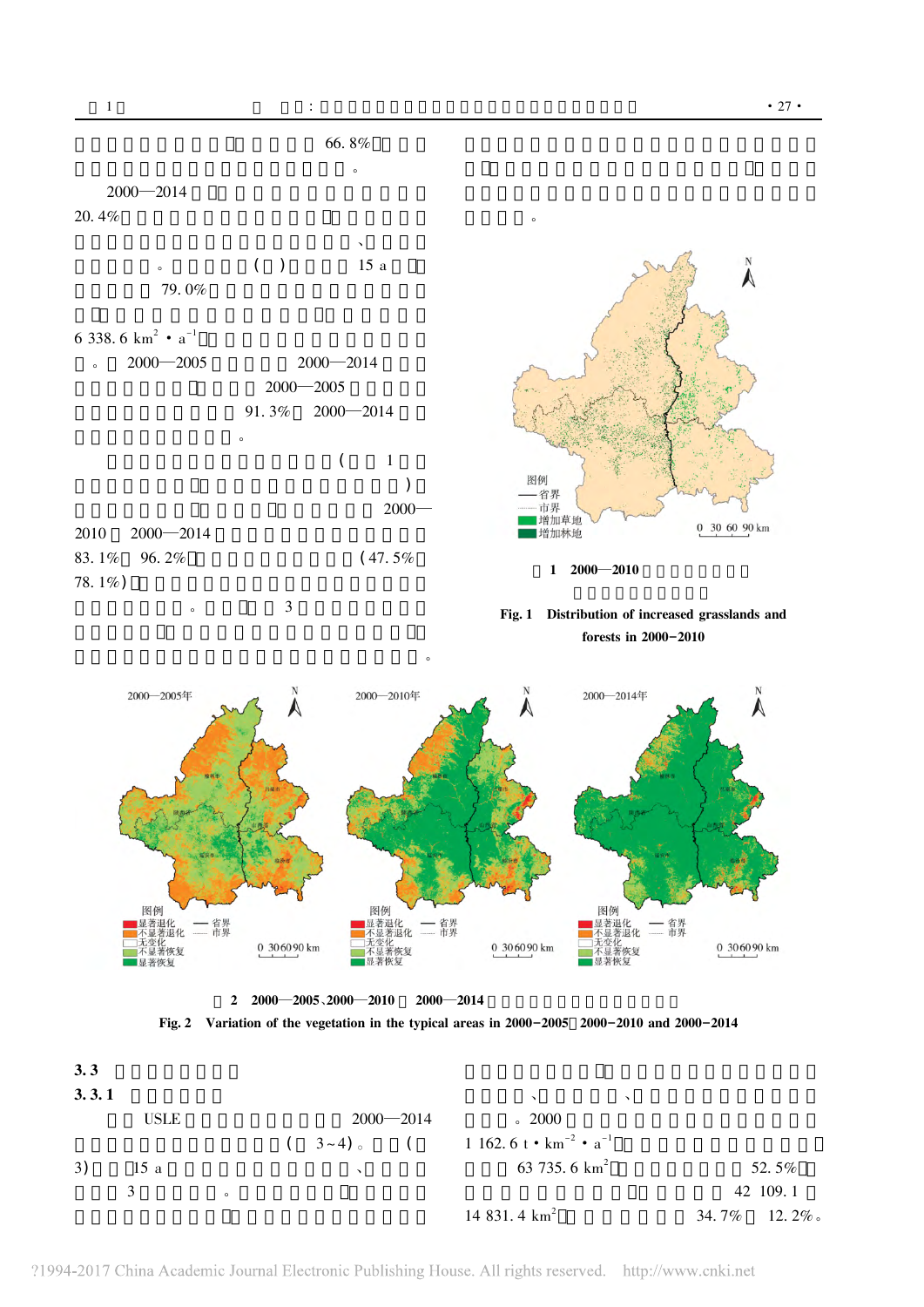66.8%

2000—2014

20.4%

( ) 15 a

79.0%

$6\ 338.6\ km^2 \cdot a^{-1}$

2000—2005 2000—2014

2000—2005

91.3% 2000—2014

( 1 )

2000—2010 2000—2014

83.1% 96.2% (47.5% 78.1%)

3

1 2000—2010

Fig. 1 Distribution of increased grasslands and forests in 2000–2010

2 2000—2005、2000—2010 2000—2014

Fig. 2 Variation of the vegetation in the typical areas in 2000–2005, 2000–2010 and 2000–2014

## 3.3

### 3.3.1

USLE 2000—2014

( 3~4)。 ( 3) 15 a 、

3 。

、 、

。2000

$1\ 162.6\ t \cdot km^{-2} \cdot a^{-1}$

$63\ 735.6\ km^2$ 52.5%

42 109.1

$14\ 831.4\ km^2$ 34.7% 12.2%。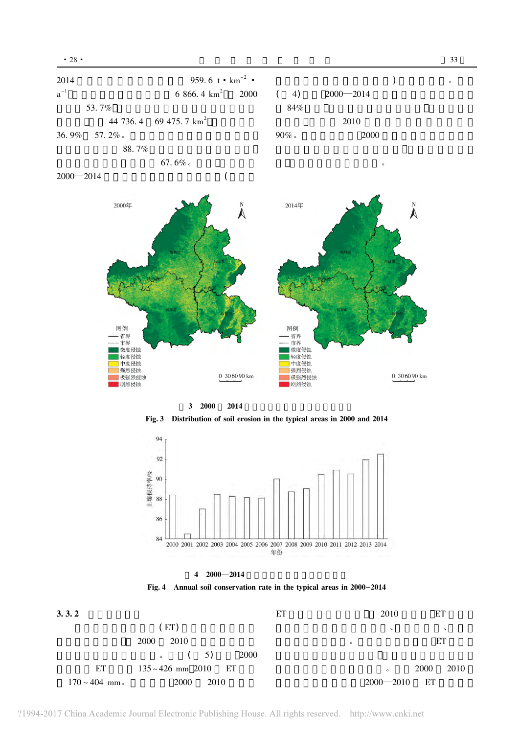2014 959.6 t • km$^{-2}$ • a$^{-1}$ 6 866.4 km$^{2}$ 2000 53.7% 44 736.4 69 475.7 km$^{2}$ 36.9% 57.2%。 88.7% 67.6%。 2000—2014 (

) 。 ( 4) 2000—2014 84% 2010 90%。 2000 。

图 3 2000 2014

Fig. 3 Distribution of soil erosion in the typical areas in 2000 and 2014

图 4 2000—2014

Fig. 4 Annual soil conservation rate in the typical areas in 2000-2014

### 3.3.2

(ET) 2000 2010 。 ( 5) 2000 ET 135~426 mm 2010 ET 170~404 mm。 2000 2010

ET 2010 ET 、 、 。 ET 。 2000 2010 2000—2010 ET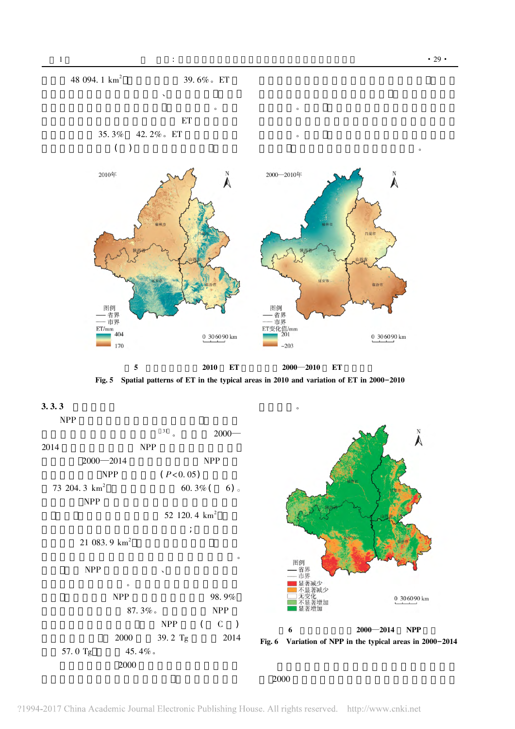48 094. 1 km[2] 39. 6%。ET

、

。

ET

35. 3% 42. 2%。ET

( )

。

。

。

。

Fig. 5 Spatial patterns of ET in the typical areas in 2010 and variation of ET in 2000−2010

### 3. 3. 3

NPP

[3] 。 2000—

2014 NPP

2000—2014 NPP

NPP ($P$<0. 05)

73 204. 3 km[2] 60. 3% ( 6)。

NPP

52 120. 4 km[2]

;

21 083. 9 km[2]

。

NPP 、

。

NPP 98. 9%

87. 3%。 NPP

NPP ( C )

2000 39. 2 Tg 2014

57. 0 Tg 45. 4%。

2000

。

6 2000—2014 NPP

Fig. 6 Variation of NPP in the typical areas in 2000−2014

2000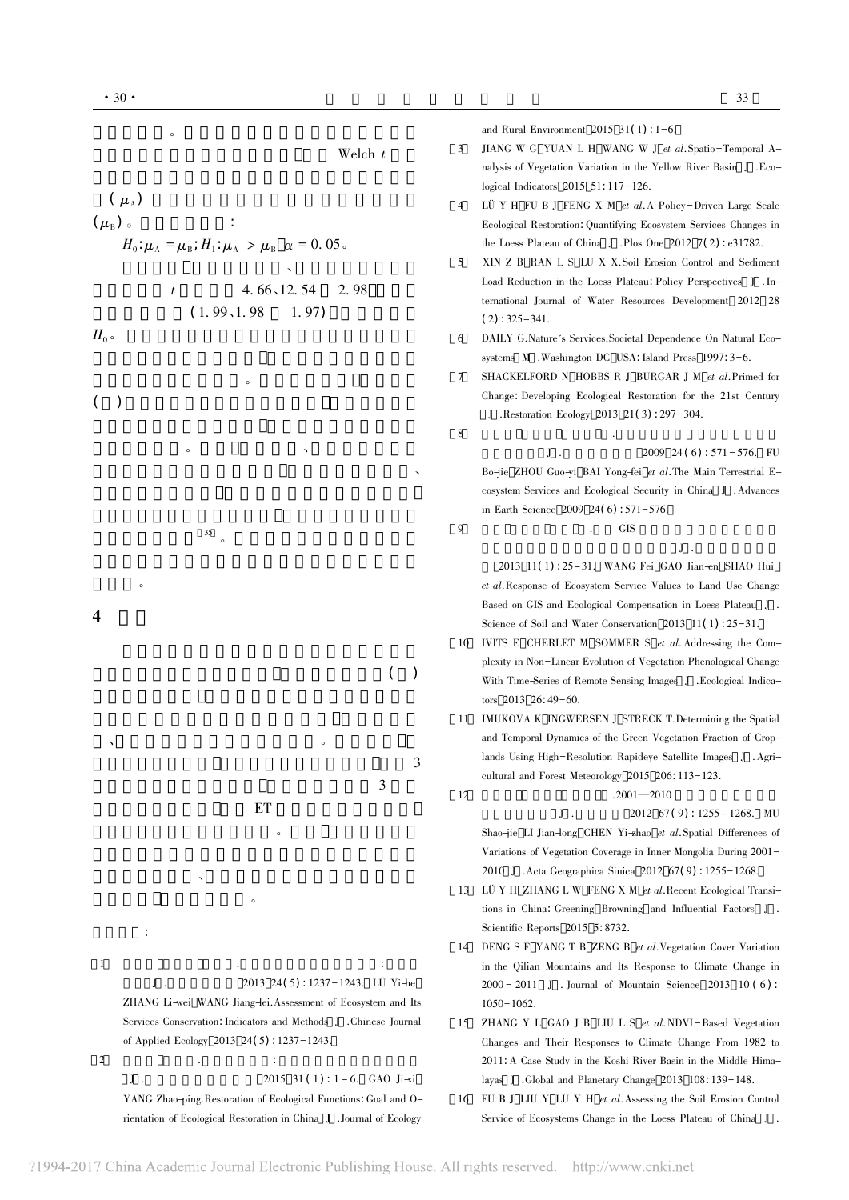。

Welch $t$

$(\mu_A)$

$(\mu_B)$。 :

$H_0:\mu_A = \mu_B; H_1:\mu_A > \mu_B$ $\alpha = 0.05$。

、

$t$ 4.66、12.54 2.98

(1.99、1.98 1.97)

$H_0$。

。

( )

。 、

、

[35]。

。

## 4

( )

、 。

3

3

ET

。

、

。

:

[1] . : J . 2013 24(5): 1237–1243. LÜ Yi-he ZHANG Li-wei WANG Jiang-lei. Assessment of Ecosystem and Its Services Conservation: Indicators and Methods J . Chinese Journal of Applied Ecology 2013 24(5): 1237–1243.

[2] . : J . 2015 31(1): 1–6. GAO Ji-xi YANG Zhao-ping. Restoration of Ecological Functions: Goal and Orientation of Ecological Restoration in China J . Journal of Ecology and Rural Environment 2015 31(1): 1–6.

[3] JIANG W G YUAN L H WANG W J et al. Spatio-Temporal Analysis of Vegetation Variation in the Yellow River Basin J . Ecological Indicators 2015 51: 117–126.

[4] LÜ Y H FU B J FENG X M et al. A Policy-Driven Large Scale Ecological Restoration: Quantifying Ecosystem Services Changes in the Loess Plateau of China J . Plos One 2012 7(2): e31782.

[5] XIN Z B RAN L S LU X X. Soil Erosion Control and Sediment Load Reduction in the Loess Plateau: Policy Perspectives J . International Journal of Water Resources Development 2012 28 (2): 325–341.

[6] DAILY G. Nature's Services. Societal Dependence On Natural Ecosystems M . Washington DC USA: Island Press 1997: 3–6.

[7] SHACKELFORD N HOBBS R J BURGAR J M et al. Primed for Change: Developing Ecological Restoration for the 21st Century J . Restoration Ecology 2013 21(3): 297–304.

[8] . J . 2009 24(6): 571–576. FU Bo-jie ZHOU Guo-yi BAI Yong-fei et al. The Main Terrestrial Ecosystem Services and Ecological Security in China J . Advances in Earth Science 2009 24(6): 571–576.

[9] . GIS J . 2013 11(1): 25–31. WANG Fei GAO Jian-en SHAO Hui et al. Response of Ecosystem Service Values to Land Use Change Based on GIS and Ecological Compensation in Loess Plateau J . Science of Soil and Water Conservation 2013 11(1): 25–31.

[10] IVITS E CHERLET M SOMMER S et al. Addressing the Complexity in Non-Linear Evolution of Vegetation Phenological Change With Time-Series of Remote Sensing Images J . Ecological Indicators 2013 26: 49–60.

[11] IMUKOVA K INGWERSEN J STRECK T. Determining the Spatial and Temporal Dynamics of the Green Vegetation Fraction of Croplands Using High-Resolution Rapideye Satellite Images J . Agricultural and Forest Meteorology 2015 206: 113–123.

[12] . 2001—2010 J . 2012 67(9): 1255–1268. MU Shao-jie LI Jian-long CHEN Yi-zhao et al. Spatial Differences of Variations of Vegetation Coverage in Inner Mongolia During 2001–2010 J . Acta Geographica Sinica 2012 67(9): 1255–1268.

[13] LÜ Y H ZHANG L W FENG X M et al. Recent Ecological Transitions in China: Greening Browning and Influential Factors J . Scientific Reports 2015 5: 8732.

[14] DENG S F YANG T B ZENG B et al. Vegetation Cover Variation in the Qilian Mountains and Its Response to Climate Change in 2000–2011 J . Journal of Mountain Science 2013 10(6): 1050–1062.

[15] ZHANG Y L GAO J B LIU L S et al. NDVI-Based Vegetation Changes and Their Responses to Climate Change From 1982 to 2011: A Case Study in the Koshi River Basin in the Middle Himalayas J . Global and Planetary Change 2013 108: 139–148.

[16] FU B J LIU Y LÜ Y H et al. Assessing the Soil Erosion Control Service of Ecosystems Change in the Loess Plateau of China J .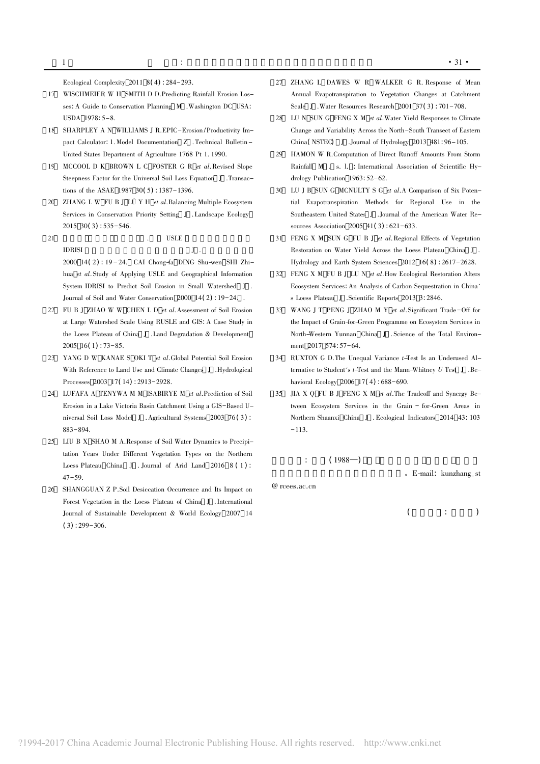Ecological Complexity, 2011, 8(4): 284-293.

[17] WISCHMEIER W H, SMITH D D. Predicting Rainfall Erosion Losses: A Guide to Conservation Planning[M]. Washington DC, USA: USDA, 1978: 5-8.

[18] SHARPLEY A N, WILLIAMS J R. EPIC-Erosion/Productivity Impact Calculator: 1. Model Documentation[Z]. Technical Bulletin-United States Department of Agriculture 1768 Pt 1. 1990.

[19] MCCOOL D K, BROWN L C, FOSTER G R, *et al*. Revised Slope Steepness Factor for the Universal Soil Loss Equation[J]. Transactions of the ASAE, 1987, 30(5): 1387-1396.

[20] ZHANG L W, FU B J, LÜ Y H, *et al*. Balancing Multiple Ecosystem Services in Conservation Priority Setting[J]. Landscape Ecology, 2015, 30(3): 535-546.

[21] 　　USLE　　IDRISI　　[J]. 　　2000, 14(2): 19-24. [CAI Chong-fa, DING Shu-wen, SHI Zhi-hua, *et al*. Study of Applying USLE and Geographical Information System IDRISI to Predict Soil Erosion in Small Watershed[J]. Journal of Soil and Water Conservation, 2000, 14(2): 19-24.]

[22] FU B J, ZHAO W W, CHEN L D, *et al*. Assessment of Soil Erosion at Large Watershed Scale Using RUSLE and GIS: A Case Study in the Loess Plateau of China[J]. Land Degradation & Development, 2005, 16(1): 73-85.

[23] YANG D W, KANAE S, OKI T, *et al*. Global Potential Soil Erosion With Reference to Land Use and Climate Changes[J]. Hydrological Processes, 2003, 17(14): 2913-2928.

[24] LUFAFA A, TENYWA M M, ISABIRYE M, *et al*. Prediction of Soil Erosion in a Lake Victoria Basin Catchment Using a GIS-Based Universal Soil Loss Model[J]. Agricultural Systems, 2003, 76(3): 883-894.

[25] LIU B X, SHAO M A. Response of Soil Water Dynamics to Precipitation Years Under Different Vegetation Types on the Northern Loess Plateau, China[J]. Journal of Arid Land, 2016, 8(1): 47-59.

[26] SHANGGUAN Z P. Soil Desiccation Occurrence and Its Impact on Forest Vegetation in the Loess Plateau of China[J]. International Journal of Sustainable Development & World Ecology, 2007, 14(3): 299-306.

[27] ZHANG L, DAWES W R, WALKER G R. Response of Mean Annual Evapotranspiration to Vegetation Changes at Catchment Scale[J]. Water Resources Research, 2001, 37(3): 701-708.

[28] LU N, SUN G, FENG X M, *et al*. Water Yield Responses to Climate Change and Variability Across the North-South Transect of Eastern China (NSTEC)[J]. Journal of Hydrology, 2013, 481: 96-105.

[29] HAMON W R. Computation of Direct Runoff Amounts From Storm Rainfall[M]. [s. l.]: International Association of Scientific Hydrology Publication, 1963: 52-62.

[30] LU J B, SUN G, MCNULTY S G, *et al*. A Comparison of Six Potential Evapotranspiration Methods for Regional Use in the Southeastern United States[J]. Journal of the American Water Resources Association, 2005, 41(3): 621-633.

[31] FENG X M, SUN G, FU B J, *et al*. Regional Effects of Vegetation Restoration on Water Yield Across the Loess Plateau, China[J]. Hydrology and Earth System Sciences, 2012, 16(8): 2617-2628.

[32] FENG X M, FU B J, LU N, *et al*. How Ecological Restoration Alters Ecosystem Services: An Analysis of Carbon Sequestration in China's Loess Plateau[J]. Scientific Reports, 2013, 3: 2846.

[33] WANG J T, PENG J, ZHAO M Y, *et al*. Significant Trade-Off for the Impact of Grain-for-Green Programme on Ecosystem Services in North-Western Yunnan, China[J]. Science of the Total Environment, 2017, 574: 57-64.

[34] RUXTON G D. The Unequal Variance *t*-Test Is an Underused Alternative to Student's *t*-Test and the Mann-Whitney *U* Test[J]. Behavioral Ecology, 2006, 17(4): 688-690.

[35] JIA X Q, FU B J, FENG X M, *et al*. The Tradeoff and Synergy Between Ecosystem Services in the Grain-for-Green Areas in Northern Shaanxi, China[J]. Ecological Indicators, 2014, 43: 103-113.

：(1988—)　。E-mail: kunzhang_st@rcees.ac.cn

( ： )